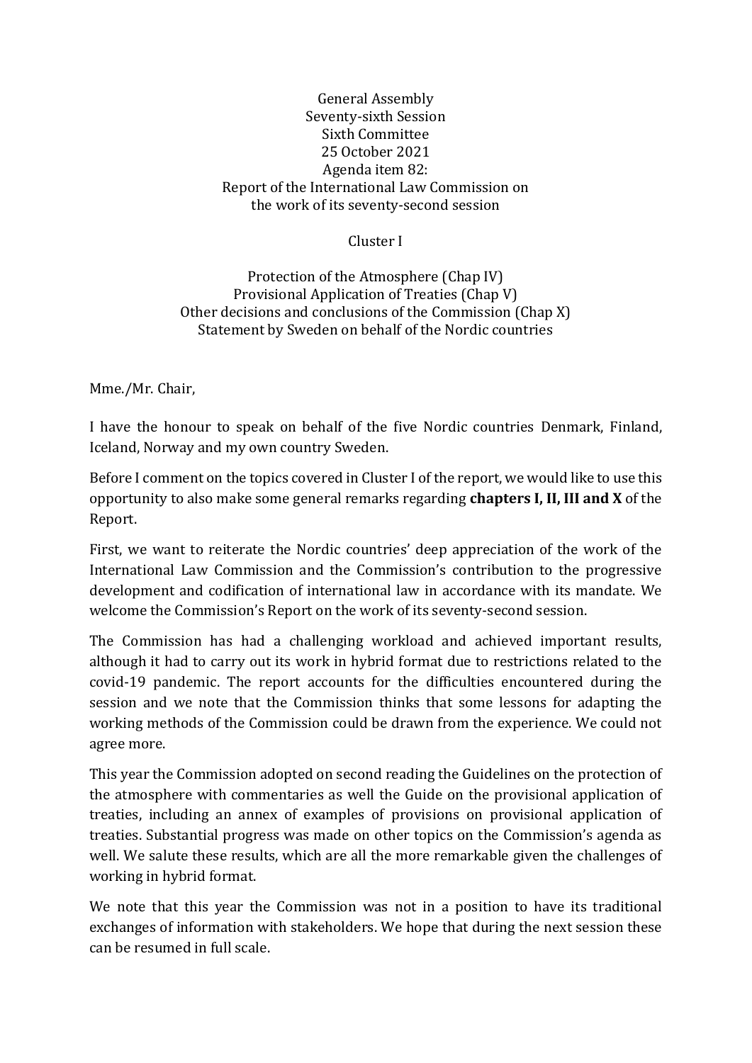General Assembly
Seventy-sixth Session
Sixth Committee
25 October 2021
Agenda item 82:
Report of the International Law Commission on
the work of its seventy-second session

Cluster I

Protection of the Atmosphere (Chap IV)
Provisional Application of Treaties (Chap V)
Other decisions and conclusions of the Commission (Chap X)
Statement by Sweden on behalf of the Nordic countries

Mme./Mr. Chair,

I have the honour to speak on behalf of the five Nordic countries Denmark, Finland, Iceland, Norway and my own country Sweden.

Before I comment on the topics covered in Cluster I of the report, we would like to use this opportunity to also make some general remarks regarding **chapters I, II, III and X** of the Report.

First, we want to reiterate the Nordic countries' deep appreciation of the work of the International Law Commission and the Commission's contribution to the progressive development and codification of international law in accordance with its mandate. We welcome the Commission's Report on the work of its seventy-second session.

The Commission has had a challenging workload and achieved important results, although it had to carry out its work in hybrid format due to restrictions related to the covid-19 pandemic. The report accounts for the difficulties encountered during the session and we note that the Commission thinks that some lessons for adapting the working methods of the Commission could be drawn from the experience. We could not agree more.

This year the Commission adopted on second reading the Guidelines on the protection of the atmosphere with commentaries as well the Guide on the provisional application of treaties, including an annex of examples of provisions on provisional application of treaties. Substantial progress was made on other topics on the Commission's agenda as well. We salute these results, which are all the more remarkable given the challenges of working in hybrid format.

We note that this year the Commission was not in a position to have its traditional exchanges of information with stakeholders. We hope that during the next session these can be resumed in full scale.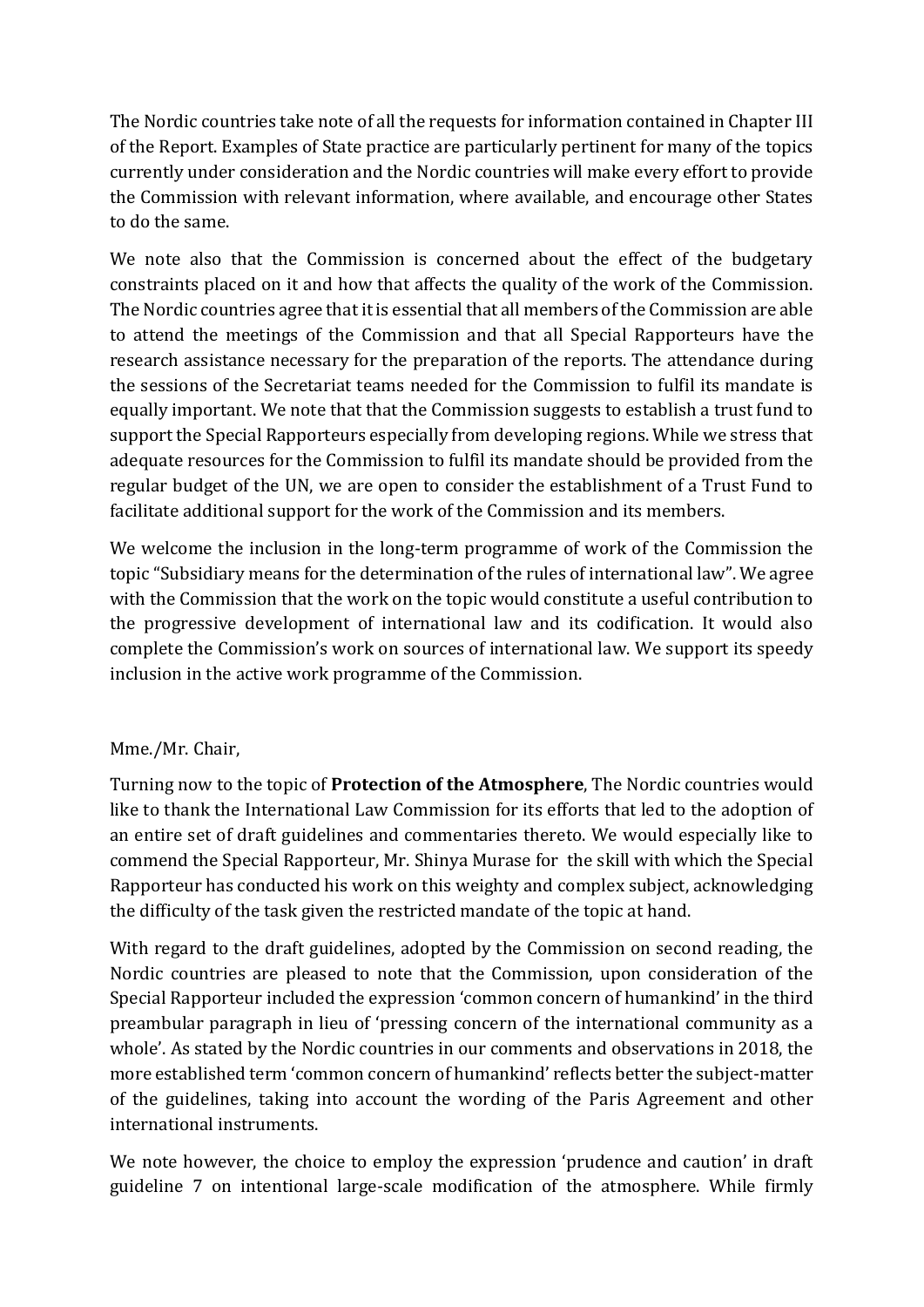The Nordic countries take note of all the requests for information contained in Chapter III of the Report. Examples of State practice are particularly pertinent for many of the topics currently under consideration and the Nordic countries will make every effort to provide the Commission with relevant information, where available, and encourage other States to do the same.

We note also that the Commission is concerned about the effect of the budgetary constraints placed on it and how that affects the quality of the work of the Commission. The Nordic countries agree that it is essential that all members of the Commission are able to attend the meetings of the Commission and that all Special Rapporteurs have the research assistance necessary for the preparation of the reports. The attendance during the sessions of the Secretariat teams needed for the Commission to fulfil its mandate is equally important. We note that that the Commission suggests to establish a trust fund to support the Special Rapporteurs especially from developing regions. While we stress that adequate resources for the Commission to fulfil its mandate should be provided from the regular budget of the UN, we are open to consider the establishment of a Trust Fund to facilitate additional support for the work of the Commission and its members.

We welcome the inclusion in the long-term programme of work of the Commission the topic "Subsidiary means for the determination of the rules of international law". We agree with the Commission that the work on the topic would constitute a useful contribution to the progressive development of international law and its codification. It would also complete the Commission's work on sources of international law. We support its speedy inclusion in the active work programme of the Commission.

Mme./Mr. Chair,

Turning now to the topic of **Protection of the Atmosphere**, The Nordic countries would like to thank the International Law Commission for its efforts that led to the adoption of an entire set of draft guidelines and commentaries thereto. We would especially like to commend the Special Rapporteur, Mr. Shinya Murase for the skill with which the Special Rapporteur has conducted his work on this weighty and complex subject, acknowledging the difficulty of the task given the restricted mandate of the topic at hand.

With regard to the draft guidelines, adopted by the Commission on second reading, the Nordic countries are pleased to note that the Commission, upon consideration of the Special Rapporteur included the expression 'common concern of humankind' in the third preambular paragraph in lieu of 'pressing concern of the international community as a whole'. As stated by the Nordic countries in our comments and observations in 2018, the more established term 'common concern of humankind' reflects better the subject-matter of the guidelines, taking into account the wording of the Paris Agreement and other international instruments.

We note however, the choice to employ the expression 'prudence and caution' in draft guideline 7 on intentional large-scale modification of the atmosphere. While firmly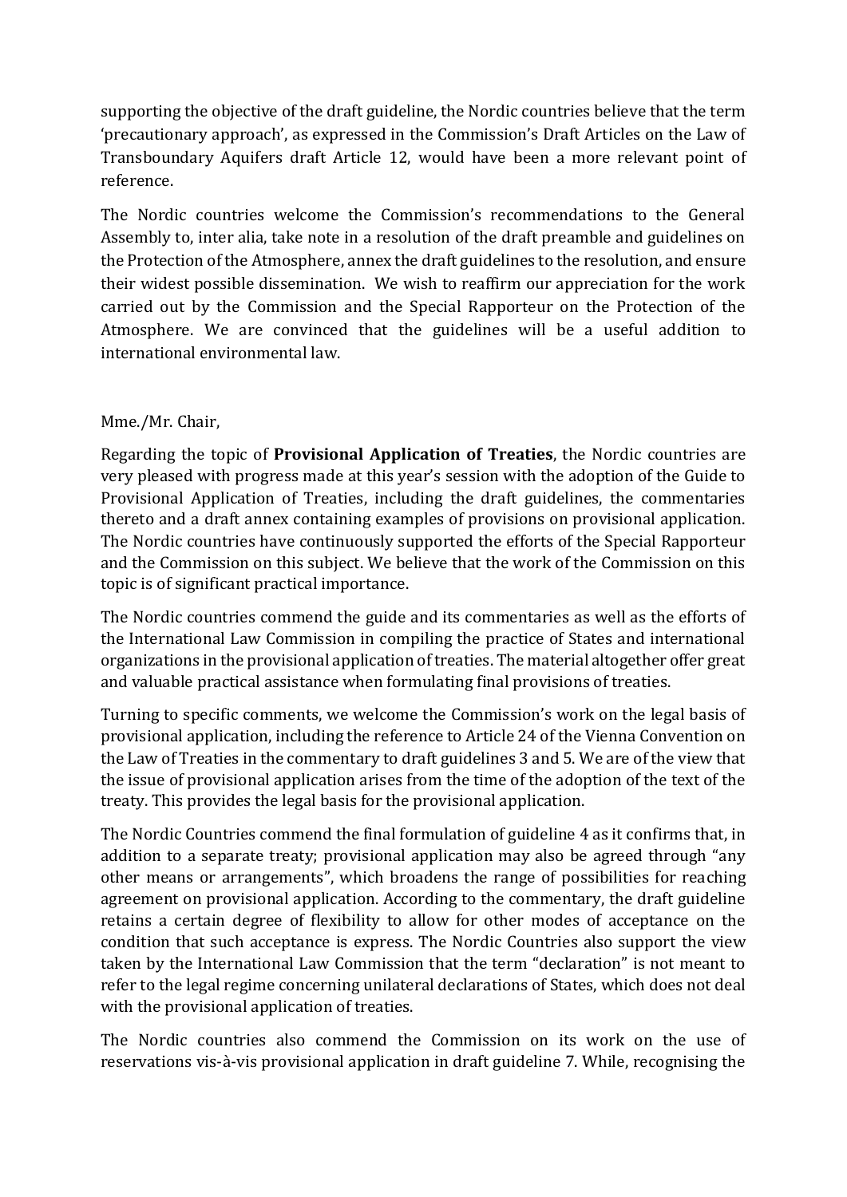supporting the objective of the draft guideline, the Nordic countries believe that the term 'precautionary approach', as expressed in the Commission's Draft Articles on the Law of Transboundary Aquifers draft Article 12, would have been a more relevant point of reference.

The Nordic countries welcome the Commission's recommendations to the General Assembly to, inter alia, take note in a resolution of the draft preamble and guidelines on the Protection of the Atmosphere, annex the draft guidelines to the resolution, and ensure their widest possible dissemination. We wish to reaffirm our appreciation for the work carried out by the Commission and the Special Rapporteur on the Protection of the Atmosphere. We are convinced that the guidelines will be a useful addition to international environmental law.

Mme./Mr. Chair,

Regarding the topic of **Provisional Application of Treaties**, the Nordic countries are very pleased with progress made at this year's session with the adoption of the Guide to Provisional Application of Treaties, including the draft guidelines, the commentaries thereto and a draft annex containing examples of provisions on provisional application. The Nordic countries have continuously supported the efforts of the Special Rapporteur and the Commission on this subject. We believe that the work of the Commission on this topic is of significant practical importance.

The Nordic countries commend the guide and its commentaries as well as the efforts of the International Law Commission in compiling the practice of States and international organizations in the provisional application of treaties. The material altogether offer great and valuable practical assistance when formulating final provisions of treaties.

Turning to specific comments, we welcome the Commission's work on the legal basis of provisional application, including the reference to Article 24 of the Vienna Convention on the Law of Treaties in the commentary to draft guidelines 3 and 5. We are of the view that the issue of provisional application arises from the time of the adoption of the text of the treaty. This provides the legal basis for the provisional application.

The Nordic Countries commend the final formulation of guideline 4 as it confirms that, in addition to a separate treaty; provisional application may also be agreed through "any other means or arrangements", which broadens the range of possibilities for reaching agreement on provisional application. According to the commentary, the draft guideline retains a certain degree of flexibility to allow for other modes of acceptance on the condition that such acceptance is express. The Nordic Countries also support the view taken by the International Law Commission that the term "declaration" is not meant to refer to the legal regime concerning unilateral declarations of States, which does not deal with the provisional application of treaties.

The Nordic countries also commend the Commission on its work on the use of reservations vis-à-vis provisional application in draft guideline 7. While, recognising the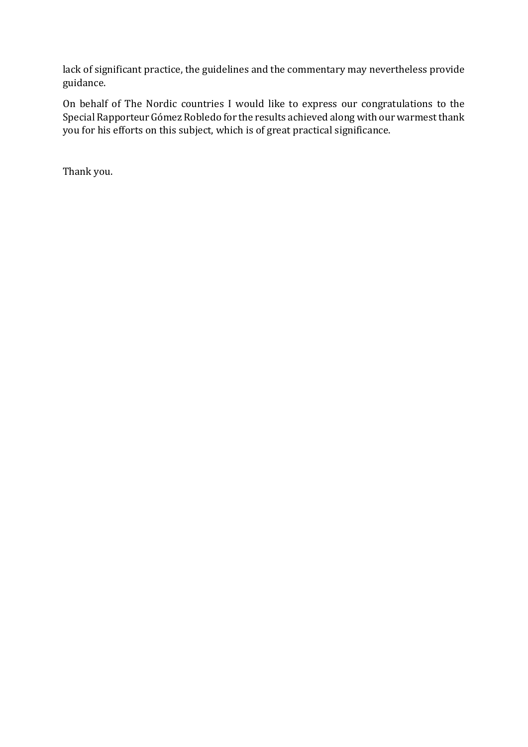lack of significant practice, the guidelines and the commentary may nevertheless provide guidance.

On behalf of The Nordic countries I would like to express our congratulations to the Special Rapporteur Gómez Robledo for the results achieved along with our warmest thank you for his efforts on this subject, which is of great practical significance.

Thank you.